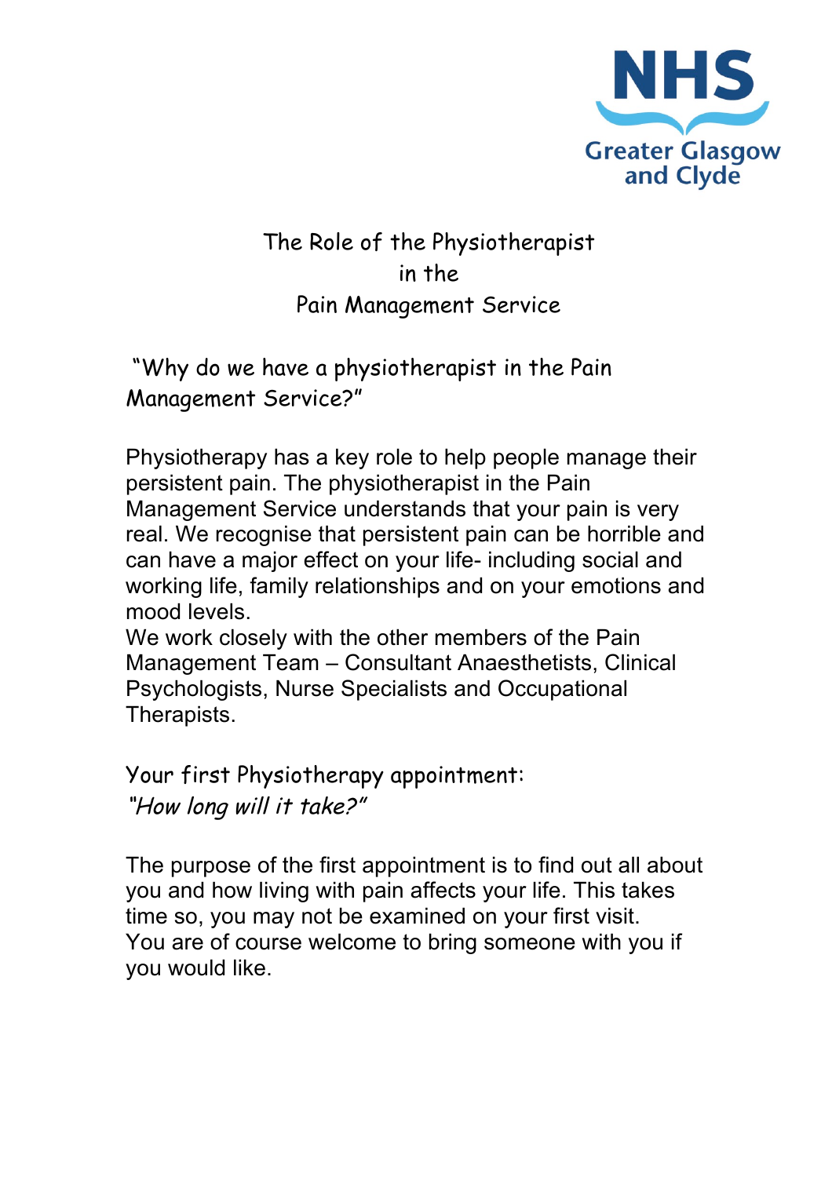NHS Greater Glasgow and Clyde

# The Role of the Physiotherapist in the Pain Management Service

## "Why do we have a physiotherapist in the Pain Management Service?"

Physiotherapy has a key role to help people manage their persistent pain. The physiotherapist in the Pain Management Service understands that your pain is very real. We recognise that persistent pain can be horrible and can have a major effect on your life- including social and working life, family relationships and on your emotions and mood levels.

We work closely with the other members of the Pain Management Team – Consultant Anaesthetists, Clinical Psychologists, Nurse Specialists and Occupational Therapists.

## Your first Physiotherapy appointment:

*"How long will it take?"*

The purpose of the first appointment is to find out all about you and how living with pain affects your life. This takes time so, you may not be examined on your first visit. You are of course welcome to bring someone with you if you would like.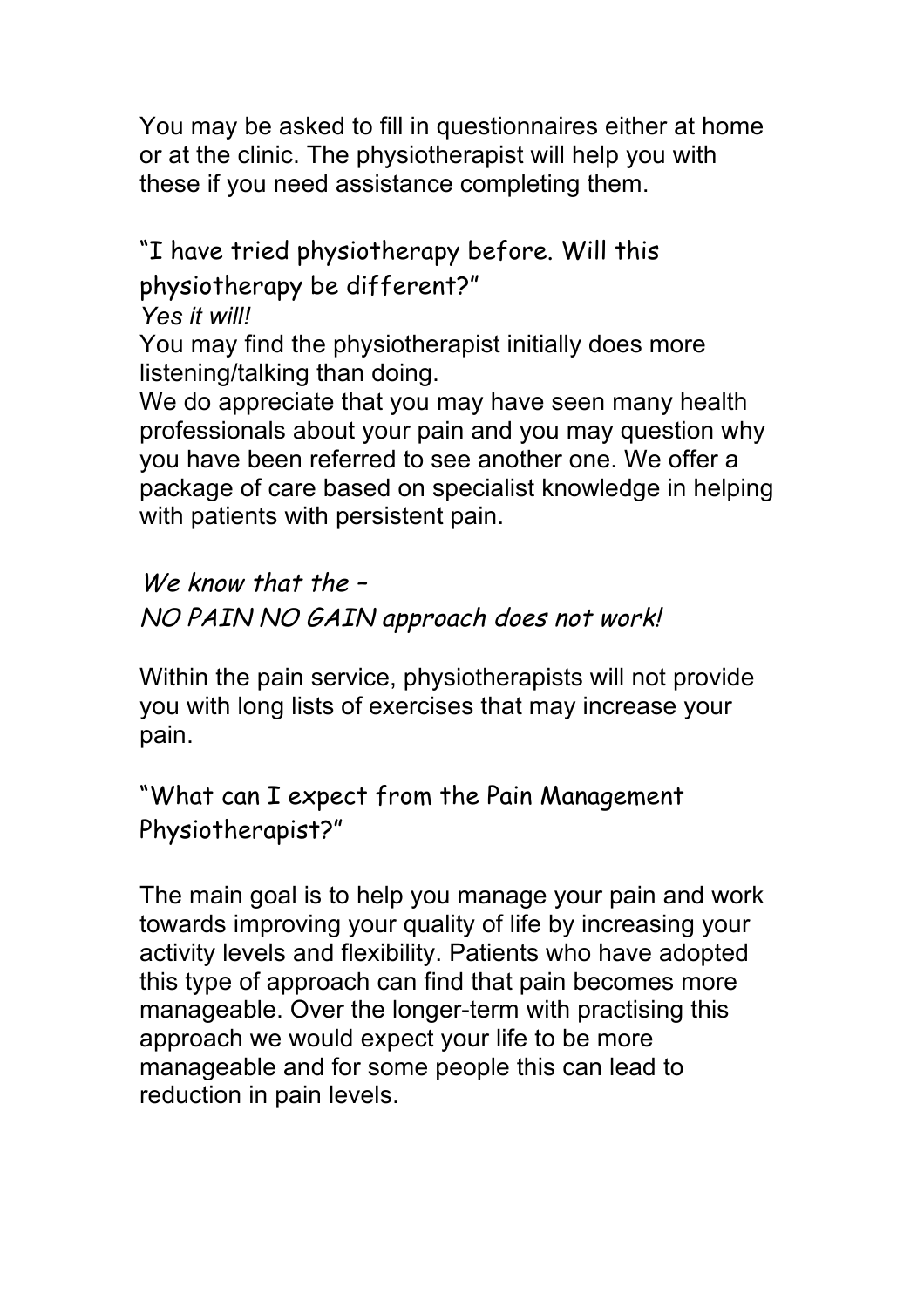You may be asked to fill in questionnaires either at home or at the clinic. The physiotherapist will help you with these if you need assistance completing them.

## "I have tried physiotherapy before. Will this physiotherapy be different?"

*Yes it will!*

You may find the physiotherapist initially does more listening/talking than doing.

We do appreciate that you may have seen many health professionals about your pain and you may question why you have been referred to see another one. We offer a package of care based on specialist knowledge in helping with patients with persistent pain.

*We know that the –*
*NO PAIN NO GAIN approach does not work!*

Within the pain service, physiotherapists will not provide you with long lists of exercises that may increase your pain.

## "What can I expect from the Pain Management Physiotherapist?"

The main goal is to help you manage your pain and work towards improving your quality of life by increasing your activity levels and flexibility. Patients who have adopted this type of approach can find that pain becomes more manageable. Over the longer-term with practising this approach we would expect your life to be more manageable and for some people this can lead to reduction in pain levels.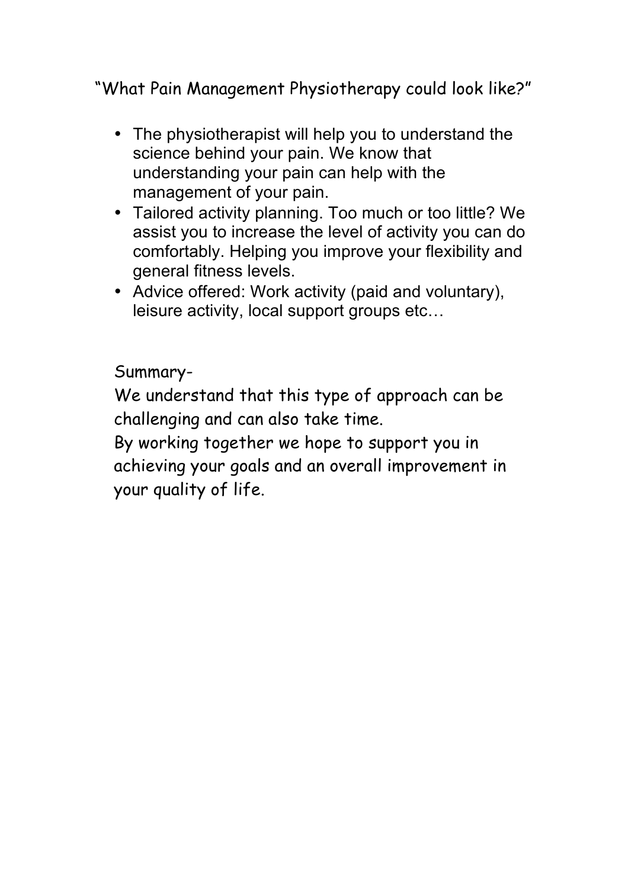"What Pain Management Physiotherapy could look like?"

- The physiotherapist will help you to understand the science behind your pain. We know that understanding your pain can help with the management of your pain.
- Tailored activity planning. Too much or too little? We assist you to increase the level of activity you can do comfortably. Helping you improve your flexibility and general fitness levels.
- Advice offered: Work activity (paid and voluntary), leisure activity, local support groups etc…

Summary-

We understand that this type of approach can be challenging and can also take time.

By working together we hope to support you in achieving your goals and an overall improvement in your quality of life.